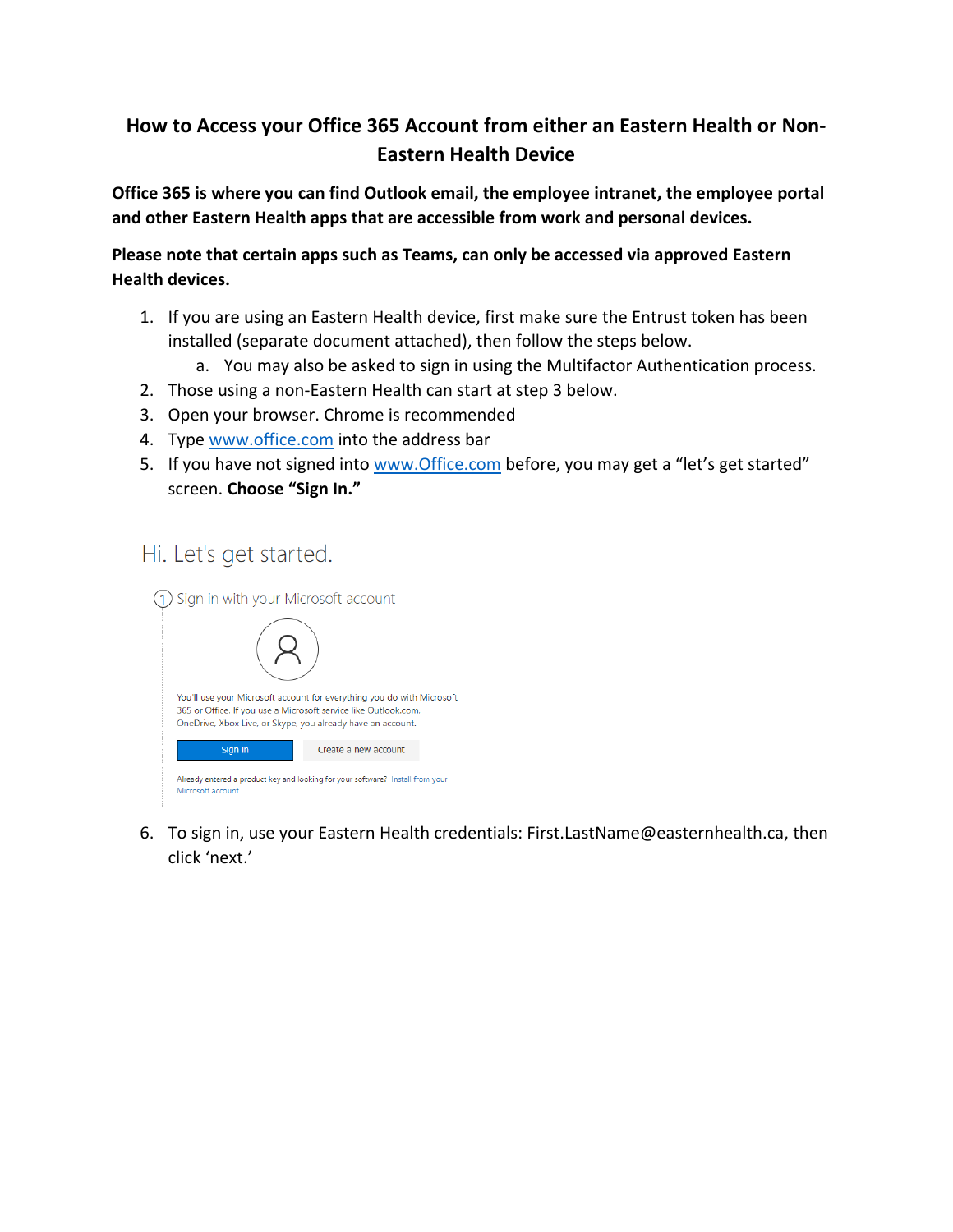# How to Access your Office 365 Account from either an Eastern Health or Non-Eastern Health Device

**Office 365 is where you can find Outlook email, the employee intranet, the employee portal and other Eastern Health apps that are accessible from work and personal devices.**

**Please note that certain apps such as Teams, can only be accessed via approved Eastern Health devices.**

1. If you are using an Eastern Health device, first make sure the Entrust token has been installed (separate document attached), then follow the steps below.
   a. You may also be asked to sign in using the Multifactor Authentication process.
2. Those using a non-Eastern Health can start at step 3 below.
3. Open your browser. Chrome is recommended
4. Type www.office.com into the address bar
5. If you have not signed into www.Office.com before, you may get a "let's get started" screen. **Choose "Sign In."**

6. To sign in, use your Eastern Health credentials: First.LastName@easternhealth.ca, then click 'next.'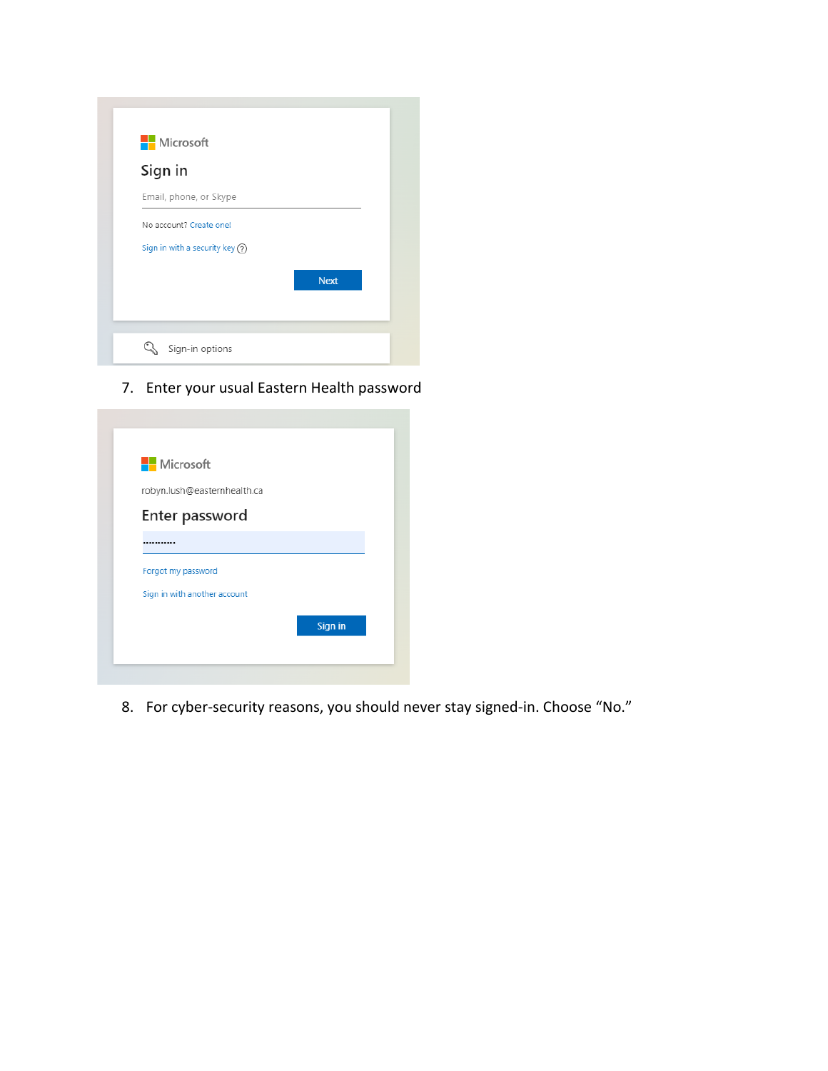7. Enter your usual Eastern Health password

8. For cyber-security reasons, you should never stay signed-in. Choose "No."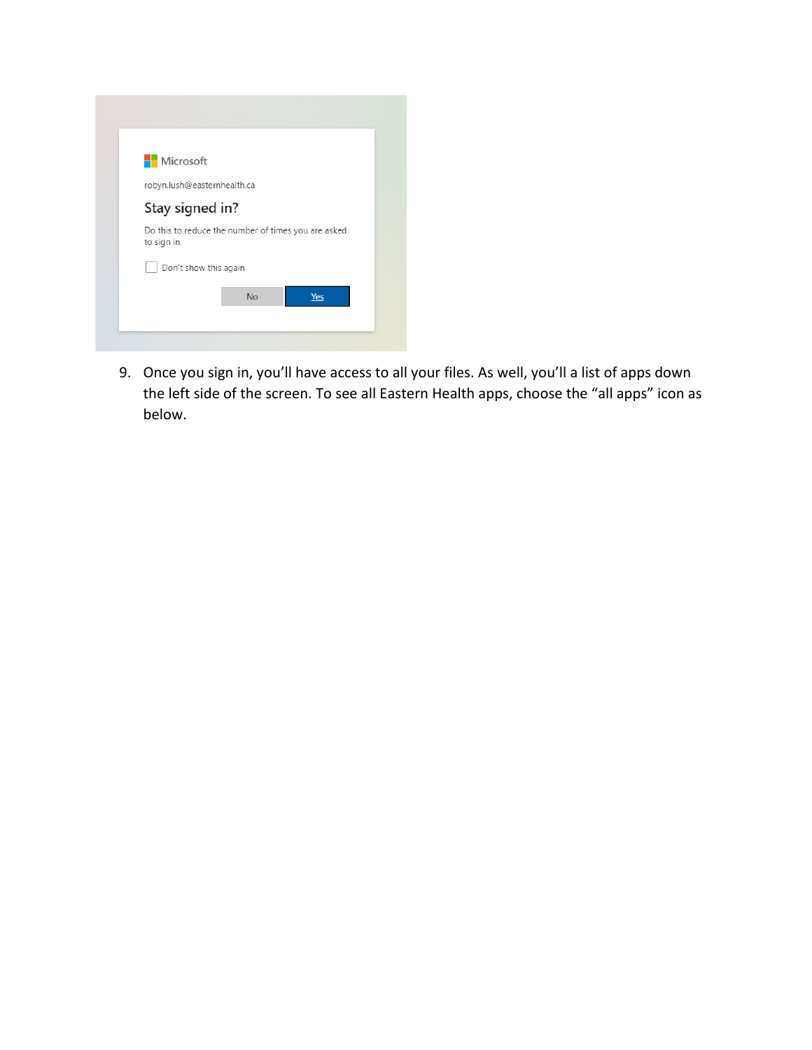9. Once you sign in, you'll have access to all your files. As well, you'll a list of apps down the left side of the screen. To see all Eastern Health apps, choose the "all apps" icon as below.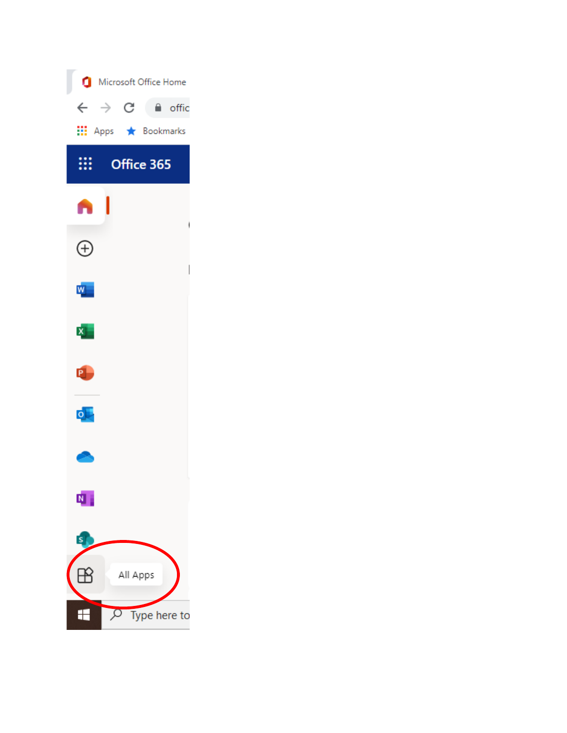Microsoft Office Home

offic

Apps Bookmarks

Office 365

All Apps

Type here to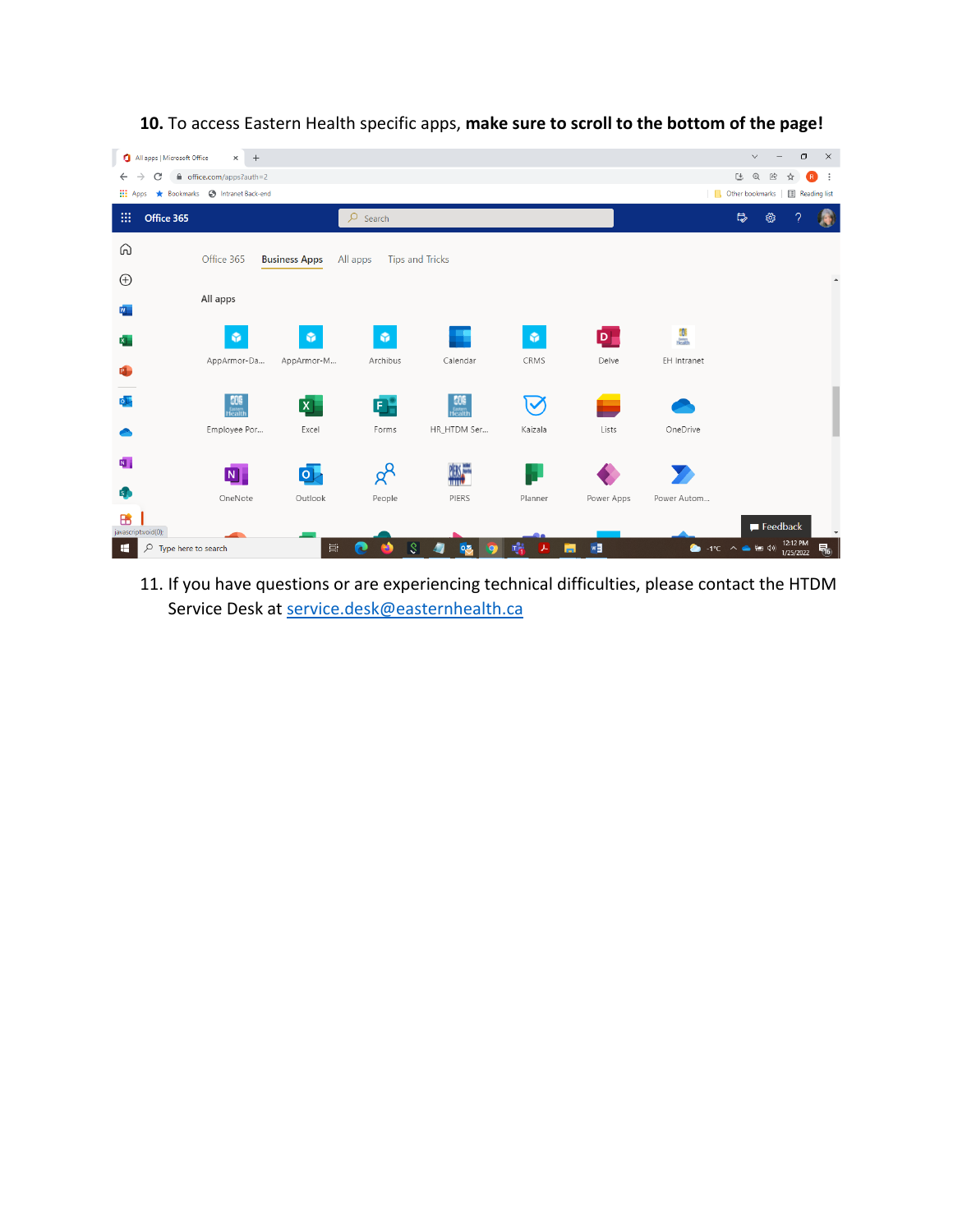**10.** To access Eastern Health specific apps, **make sure to scroll to the bottom of the page!**

11. If you have questions or are experiencing technical difficulties, please contact the HTDM Service Desk at [service.desk@easternhealth.ca](mailto:service.desk@easternhealth.ca)